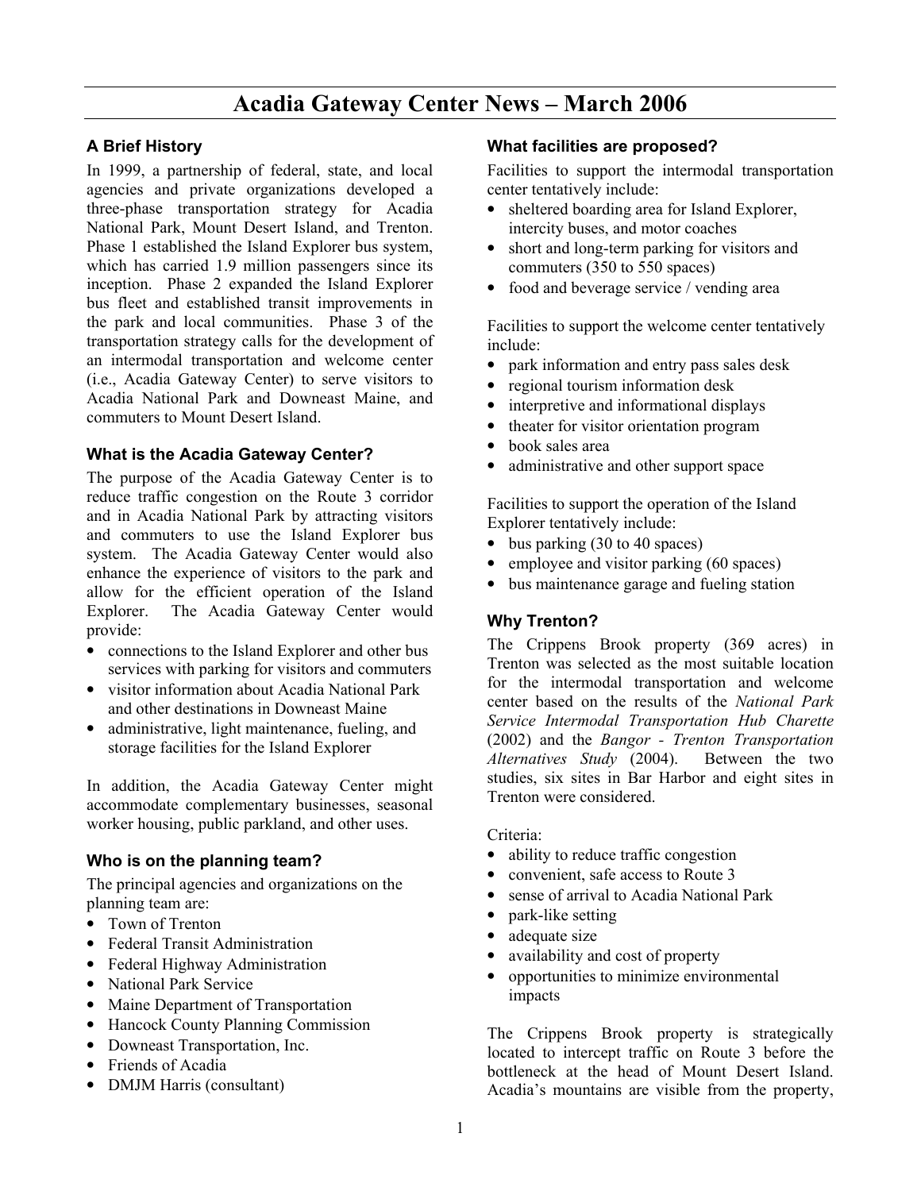# Acadia Gateway Center News – March 2006

## A Brief History

In 1999, a partnership of federal, state, and local agencies and private organizations developed a three-phase transportation strategy for Acadia National Park, Mount Desert Island, and Trenton. Phase 1 established the Island Explorer bus system, which has carried 1.9 million passengers since its inception. Phase 2 expanded the Island Explorer bus fleet and established transit improvements in the park and local communities. Phase 3 of the transportation strategy calls for the development of an intermodal transportation and welcome center (i.e., Acadia Gateway Center) to serve visitors to Acadia National Park and Downeast Maine, and commuters to Mount Desert Island.

## What is the Acadia Gateway Center?

The purpose of the Acadia Gateway Center is to reduce traffic congestion on the Route 3 corridor and in Acadia National Park by attracting visitors and commuters to use the Island Explorer bus system. The Acadia Gateway Center would also enhance the experience of visitors to the park and allow for the efficient operation of the Island Explorer. The Acadia Gateway Center would provide:

- connections to the Island Explorer and other bus services with parking for visitors and commuters
- visitor information about Acadia National Park and other destinations in Downeast Maine
- administrative, light maintenance, fueling, and storage facilities for the Island Explorer

In addition, the Acadia Gateway Center might accommodate complementary businesses, seasonal worker housing, public parkland, and other uses.

## Who is on the planning team?

The principal agencies and organizations on the planning team are:

- Town of Trenton
- Federal Transit Administration
- Federal Highway Administration
- National Park Service
- Maine Department of Transportation
- Hancock County Planning Commission
- Downeast Transportation, Inc.
- Friends of Acadia
- DMJM Harris (consultant)

## What facilities are proposed?

Facilities to support the intermodal transportation center tentatively include:

- sheltered boarding area for Island Explorer, intercity buses, and motor coaches
- short and long-term parking for visitors and commuters (350 to 550 spaces)
- food and beverage service / vending area

Facilities to support the welcome center tentatively include:

- park information and entry pass sales desk
- regional tourism information desk
- interpretive and informational displays
- theater for visitor orientation program
- book sales area
- administrative and other support space

Facilities to support the operation of the Island Explorer tentatively include:

- bus parking (30 to 40 spaces)
- employee and visitor parking (60 spaces)
- bus maintenance garage and fueling station

## Why Trenton?

The Crippens Brook property (369 acres) in Trenton was selected as the most suitable location for the intermodal transportation and welcome center based on the results of the *National Park Service Intermodal Transportation Hub Charette* (2002) and the *Bangor - Trenton Transportation Alternatives Study* (2004). Between the two studies, six sites in Bar Harbor and eight sites in Trenton were considered.

Criteria:

- ability to reduce traffic congestion
- convenient, safe access to Route 3
- sense of arrival to Acadia National Park
- park-like setting
- adequate size
- availability and cost of property
- opportunities to minimize environmental impacts

The Crippens Brook property is strategically located to intercept traffic on Route 3 before the bottleneck at the head of Mount Desert Island. Acadia's mountains are visible from the property,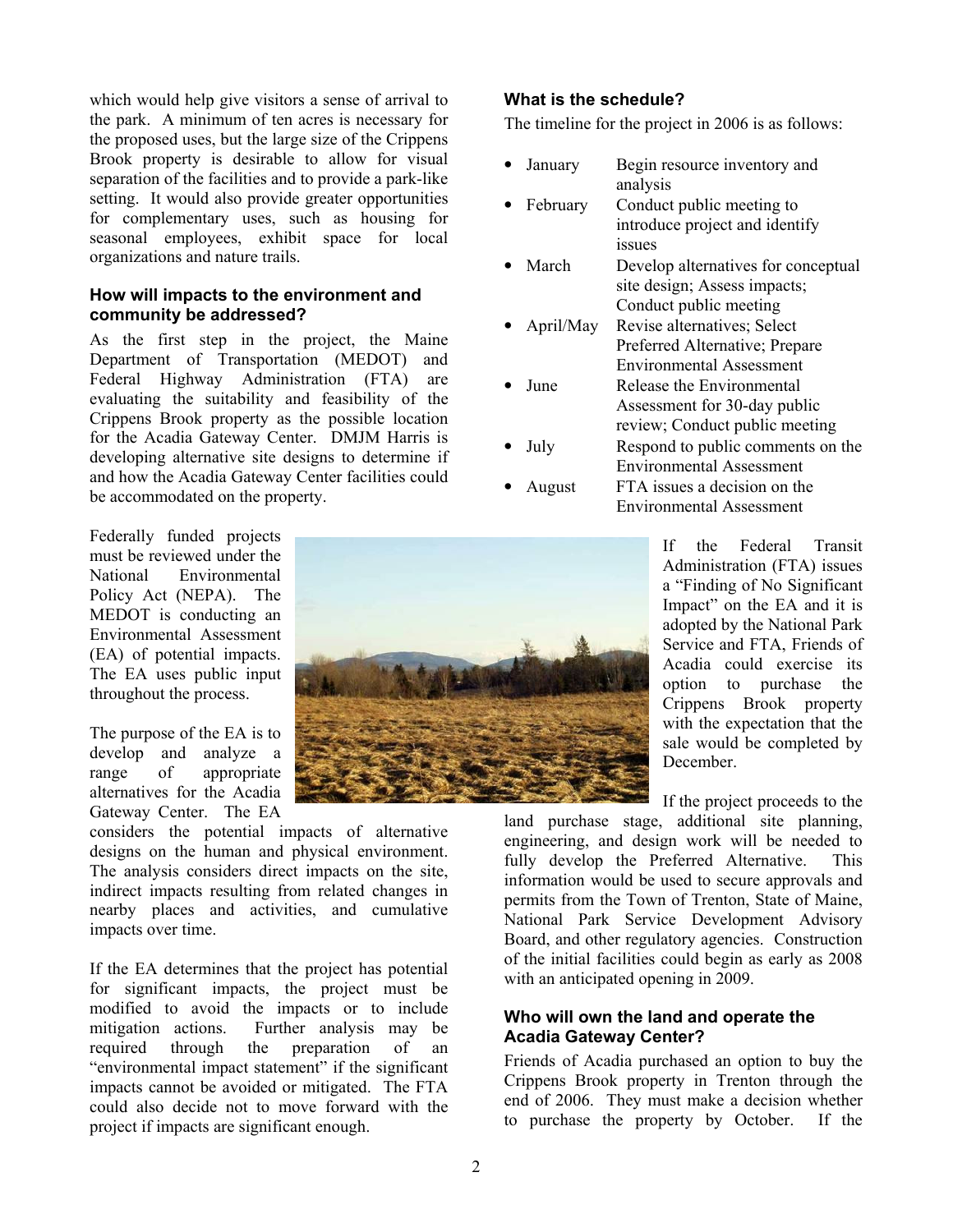which would help give visitors a sense of arrival to the park. A minimum of ten acres is necessary for the proposed uses, but the large size of the Crippens Brook property is desirable to allow for visual separation of the facilities and to provide a park-like setting. It would also provide greater opportunities for complementary uses, such as housing for seasonal employees, exhibit space for local organizations and nature trails.

### How will impacts to the environment and community be addressed?

As the first step in the project, the Maine Department of Transportation (MEDOT) and Federal Highway Administration (FTA) are evaluating the suitability and feasibility of the Crippens Brook property as the possible location for the Acadia Gateway Center. DMJM Harris is developing alternative site designs to determine if and how the Acadia Gateway Center facilities could be accommodated on the property.

Federally funded projects must be reviewed under the National Environmental Policy Act (NEPA). The MEDOT is conducting an Environmental Assessment (EA) of potential impacts. The EA uses public input throughout the process.

The purpose of the EA is to develop and analyze a range of appropriate alternatives for the Acadia Gateway Center. The EA considers the potential impacts of alternative designs on the human and physical environment. The analysis considers direct impacts on the site, indirect impacts resulting from related changes in nearby places and activities, and cumulative impacts over time.

If the EA determines that the project has potential for significant impacts, the project must be modified to avoid the impacts or to include mitigation actions. Further analysis may be required through the preparation of an "environmental impact statement" if the significant impacts cannot be avoided or mitigated. The FTA could also decide not to move forward with the project if impacts are significant enough.

### What is the schedule?

The timeline for the project in 2006 is as follows:

- January — Begin resource inventory and analysis
- February — Conduct public meeting to introduce project and identify issues
- March — Develop alternatives for conceptual site design; Assess impacts; Conduct public meeting
- April/May — Revise alternatives; Select Preferred Alternative; Prepare Environmental Assessment
- June — Release the Environmental Assessment for 30-day public review; Conduct public meeting
- July — Respond to public comments on the Environmental Assessment
- August — FTA issues a decision on the Environmental Assessment

If the Federal Transit Administration (FTA) issues a "Finding of No Significant Impact" on the EA and it is adopted by the National Park Service and FTA, Friends of Acadia could exercise its option to purchase the Crippens Brook property with the expectation that the sale would be completed by December.

If the project proceeds to the land purchase stage, additional site planning, engineering, and design work will be needed to fully develop the Preferred Alternative. This information would be used to secure approvals and permits from the Town of Trenton, State of Maine, National Park Service Development Advisory Board, and other regulatory agencies. Construction of the initial facilities could begin as early as 2008 with an anticipated opening in 2009.

### Who will own the land and operate the Acadia Gateway Center?

Friends of Acadia purchased an option to buy the Crippens Brook property in Trenton through the end of 2006. They must make a decision whether to purchase the property by October. If the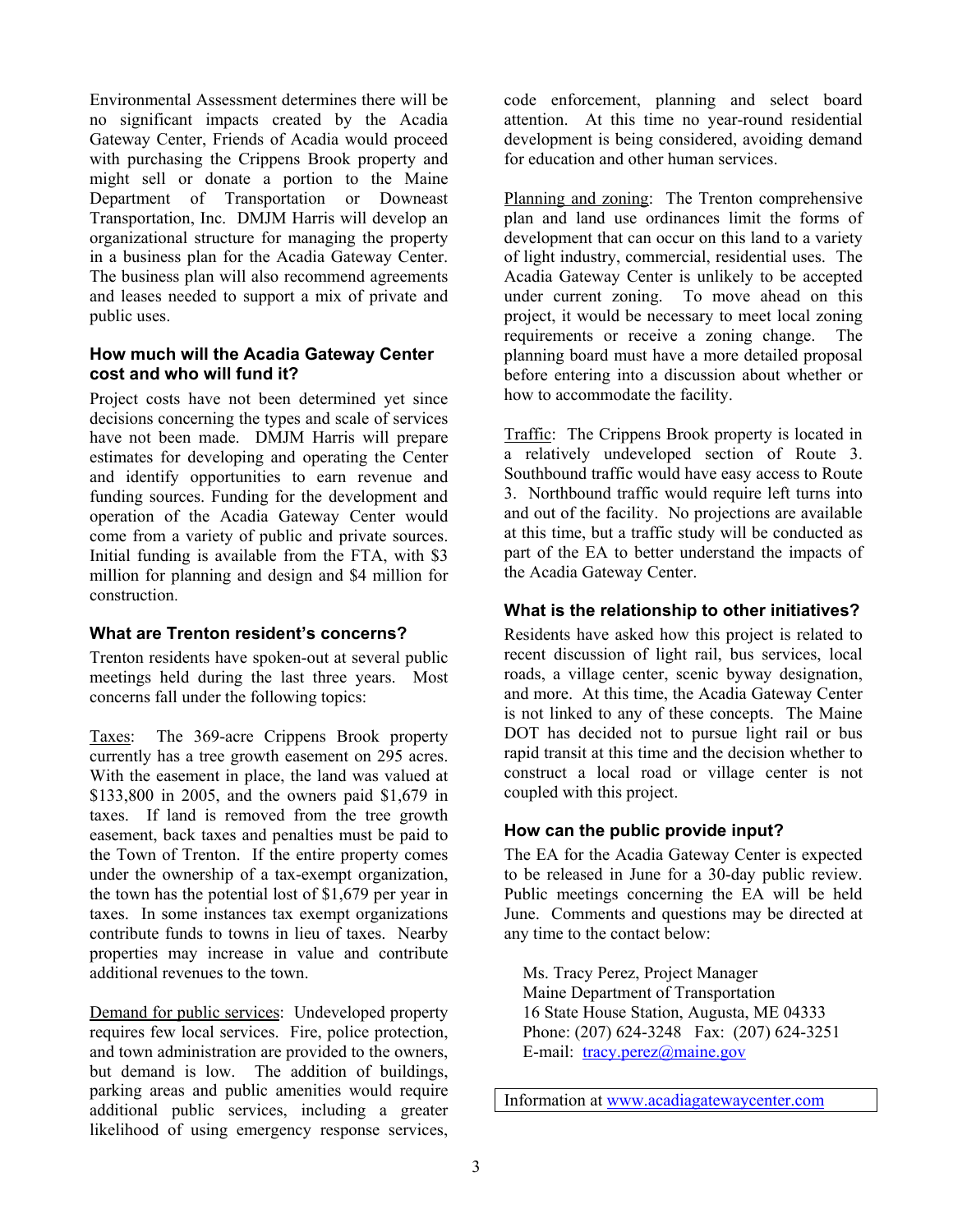Environmental Assessment determines there will be no significant impacts created by the Acadia Gateway Center, Friends of Acadia would proceed with purchasing the Crippens Brook property and might sell or donate a portion to the Maine Department of Transportation or Downeast Transportation, Inc. DMJM Harris will develop an organizational structure for managing the property in a business plan for the Acadia Gateway Center. The business plan will also recommend agreements and leases needed to support a mix of private and public uses.

### How much will the Acadia Gateway Center cost and who will fund it?

Project costs have not been determined yet since decisions concerning the types and scale of services have not been made. DMJM Harris will prepare estimates for developing and operating the Center and identify opportunities to earn revenue and funding sources. Funding for the development and operation of the Acadia Gateway Center would come from a variety of public and private sources. Initial funding is available from the FTA, with $3 million for planning and design and $4 million for construction.

### What are Trenton resident's concerns?

Trenton residents have spoken-out at several public meetings held during the last three years. Most concerns fall under the following topics:

Taxes: The 369-acre Crippens Brook property currently has a tree growth easement on 295 acres. With the easement in place, the land was valued at $133,800 in 2005, and the owners paid $1,679 in taxes. If land is removed from the tree growth easement, back taxes and penalties must be paid to the Town of Trenton. If the entire property comes under the ownership of a tax-exempt organization, the town has the potential lost of $1,679 per year in taxes. In some instances tax exempt organizations contribute funds to towns in lieu of taxes. Nearby properties may increase in value and contribute additional revenues to the town.

Demand for public services: Undeveloped property requires few local services. Fire, police protection, and town administration are provided to the owners, but demand is low. The addition of buildings, parking areas and public amenities would require additional public services, including a greater likelihood of using emergency response services, code enforcement, planning and select board attention. At this time no year-round residential development is being considered, avoiding demand for education and other human services.

Planning and zoning: The Trenton comprehensive plan and land use ordinances limit the forms of development that can occur on this land to a variety of light industry, commercial, residential uses. The Acadia Gateway Center is unlikely to be accepted under current zoning. To move ahead on this project, it would be necessary to meet local zoning requirements or receive a zoning change. The planning board must have a more detailed proposal before entering into a discussion about whether or how to accommodate the facility.

Traffic: The Crippens Brook property is located in a relatively undeveloped section of Route 3. Southbound traffic would have easy access to Route 3. Northbound traffic would require left turns into and out of the facility. No projections are available at this time, but a traffic study will be conducted as part of the EA to better understand the impacts of the Acadia Gateway Center.

### What is the relationship to other initiatives?

Residents have asked how this project is related to recent discussion of light rail, bus services, local roads, a village center, scenic byway designation, and more. At this time, the Acadia Gateway Center is not linked to any of these concepts. The Maine DOT has decided not to pursue light rail or bus rapid transit at this time and the decision whether to construct a local road or village center is not coupled with this project.

### How can the public provide input?

The EA for the Acadia Gateway Center is expected to be released in June for a 30-day public review. Public meetings concerning the EA will be held June. Comments and questions may be directed at any time to the contact below:

Ms. Tracy Perez, Project Manager
Maine Department of Transportation
16 State House Station, Augusta, ME 04333
Phone: (207) 624-3248 Fax: (207) 624-3251
E-mail: tracy.perez@maine.gov

Information at www.acadiagatewaycenter.com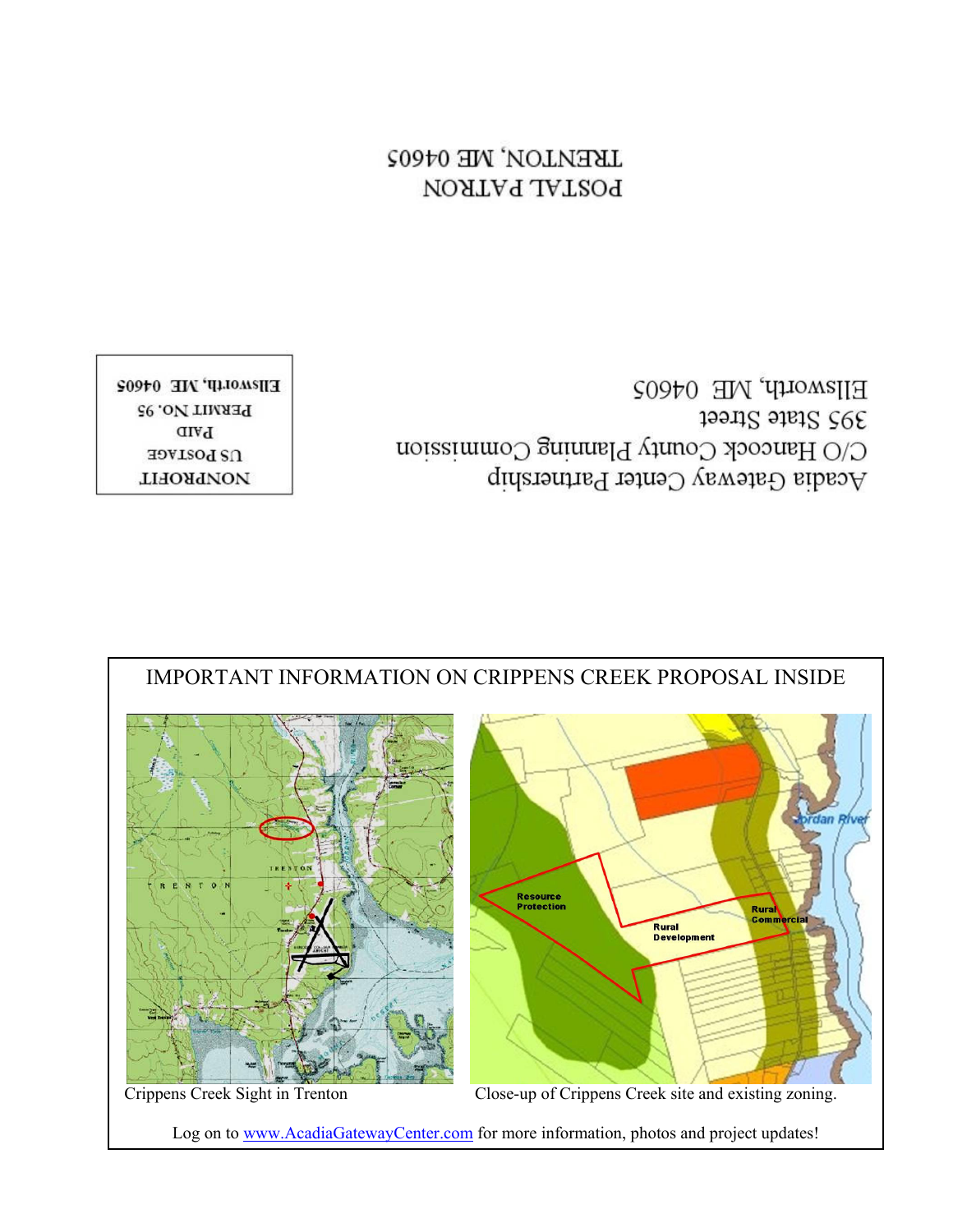POSTAL PATRON
TRENTON, ME 04605

NONPROFIT
US POSTAGE
PAID
PERMIT NO. 95
Ellsworth, ME 04605

Acadia Gateway Center Partnership
C/O Hancock County Planning Commission
395 State Street
Ellsworth, ME 04605

IMPORTANT INFORMATION ON CRIPPENS CREEK PROPOSAL INSIDE

Crippens Creek Sight in Trenton

Resource Protection

Rural Development

Rural Commercial

Jordan River

Close-up of Crippens Creek site and existing zoning.

Log on to www.AcadiaGatewayCenter.com for more information, photos and project updates!